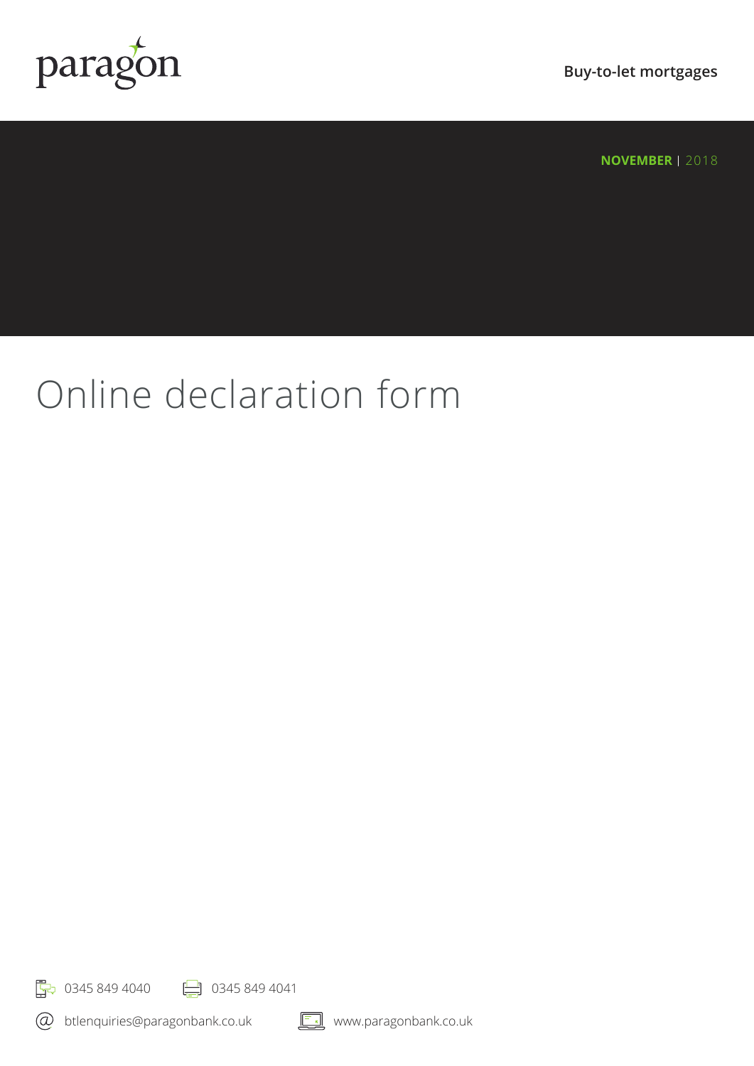paragon

Buy-to-let mortgages

**NOVEMBER** | 2018

# Online declaration form

0345 849 4040

0345 849 4041

btlenquiries@paragonbank.co.uk

www.paragonbank.co.uk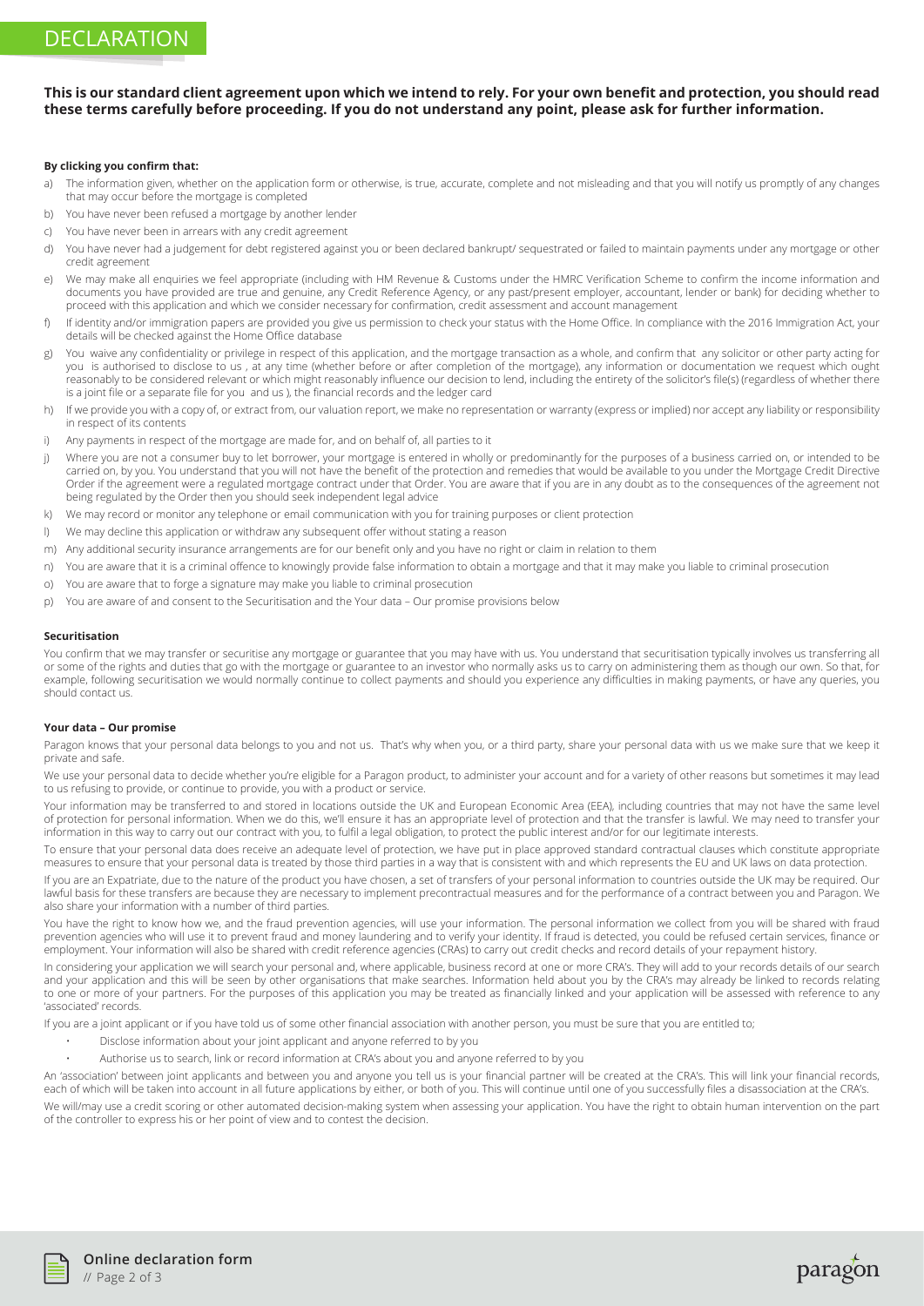# DECLARATION

**This is our standard client agreement upon which we intend to rely. For your own benefit and protection, you should read these terms carefully before proceeding. If you do not understand any point, please ask for further information.**

**By clicking you confirm that:**

a) The information given, whether on the application form or otherwise, is true, accurate, complete and not misleading and that you will notify us promptly of any changes that may occur before the mortgage is completed

b) You have never been refused a mortgage by another lender

c) You have never been in arrears with any credit agreement

d) You have never had a judgement for debt registered against you or been declared bankrupt/ sequestrated or failed to maintain payments under any mortgage or other credit agreement

e) We may make all enquiries we feel appropriate (including with HM Revenue & Customs under the HMRC Verification Scheme to confirm the income information and documents you have provided are true and genuine, any Credit Reference Agency, or any past/present employer, accountant, lender or bank) for deciding whether to proceed with this application and which we consider necessary for confirmation, credit assessment and account management

f) If identity and/or immigration papers are provided you give us permission to check your status with the Home Office. In compliance with the 2016 Immigration Act, your details will be checked against the Home Office database

g) You waive any confidentiality or privilege in respect of this application, and the mortgage transaction as a whole, and confirm that any solicitor or other party acting for you is authorised to disclose to us , at any time (whether before or after completion of the mortgage), any information or documentation we request which ought reasonably to be considered relevant or which might reasonably influence our decision to lend, including the entirety of the solicitor's file(s) (regardless of whether there is a joint file or a separate file for you and us ), the financial records and the ledger card

h) If we provide you with a copy of, or extract from, our valuation report, we make no representation or warranty (express or implied) nor accept any liability or responsibility in respect of its contents

i) Any payments in respect of the mortgage are made for, and on behalf of, all parties to it

j) Where you are not a consumer buy to let borrower, your mortgage is entered in wholly or predominantly for the purposes of a business carried on, or intended to be carried on, by you. You understand that you will not have the benefit of the protection and remedies that would be available to you under the Mortgage Credit Directive Order if the agreement were a regulated mortgage contract under that Order. You are aware that if you are in any doubt as to the consequences of the agreement not being regulated by the Order then you should seek independent legal advice

k) We may record or monitor any telephone or email communication with you for training purposes or client protection

l) We may decline this application or withdraw any subsequent offer without stating a reason

m) Any additional security insurance arrangements are for our benefit only and you have no right or claim in relation to them

n) You are aware that it is a criminal offence to knowingly provide false information to obtain a mortgage and that it may make you liable to criminal prosecution

o) You are aware that to forge a signature may make you liable to criminal prosecution

p) You are aware of and consent to the Securitisation and the Your data – Our promise provisions below

**Securitisation**

You confirm that we may transfer or securitise any mortgage or guarantee that you may have with us. You understand that securitisation typically involves us transferring all or some of the rights and duties that go with the mortgage or guarantee to an investor who normally asks us to carry on administering them as though our own. So that, for example, following securitisation we would normally continue to collect payments and should you experience any difficulties in making payments, or have any queries, you should contact us.

**Your data – Our promise**

Paragon knows that your personal data belongs to you and not us. That's why when you, or a third party, share your personal data with us we make sure that we keep it private and safe.

We use your personal data to decide whether you're eligible for a Paragon product, to administer your account and for a variety of other reasons but sometimes it may lead to us refusing to provide, or continue to provide, you with a product or service.

Your information may be transferred to and stored in locations outside the UK and European Economic Area (EEA), including countries that may not have the same level of protection for personal information. When we do this, we'll ensure it has an appropriate level of protection and that the transfer is lawful. We may need to transfer your information in this way to carry out our contract with you, to fulfil a legal obligation, to protect the public interest and/or for our legitimate interests.

To ensure that your personal data does receive an adequate level of protection, we have put in place approved standard contractual clauses which constitute appropriate measures to ensure that your personal data is treated by those third parties in a way that is consistent with and which represents the EU and UK laws on data protection.

If you are an Expatriate, due to the nature of the product you have chosen, a set of transfers of your personal information to countries outside the UK may be required. Our lawful basis for these transfers are because they are necessary to implement precontractual measures and for the performance of a contract between you and Paragon. We also share your information with a number of third parties.

You have the right to know how we, and the fraud prevention agencies, will use your information. The personal information we collect from you will be shared with fraud prevention agencies who will use it to prevent fraud and money laundering and to verify your identity. If fraud is detected, you could be refused certain services, finance or employment. Your information will also be shared with credit reference agencies (CRAs) to carry out credit checks and record details of your repayment history.

In considering your application we will search your personal and, where applicable, business record at one or more CRA's. They will add to your records details of our search and your application and this will be seen by other organisations that make searches. Information held about you by the CRA's may already be linked to records relating to one or more of your partners. For the purposes of this application you may be treated as financially linked and your application will be assessed with reference to any 'associated' records.

If you are a joint applicant or if you have told us of some other financial association with another person, you must be sure that you are entitled to;

- Disclose information about your joint applicant and anyone referred to by you
- Authorise us to search, link or record information at CRA's about you and anyone referred to by you

An 'association' between joint applicants and between you and anyone you tell us is your financial partner will be created at the CRA's. This will link your financial records, each of which will be taken into account in all future applications by either, or both of you. This will continue until one of you successfully files a disassociation at the CRA's.

We will/may use a credit scoring or other automated decision-making system when assessing your application. You have the right to obtain human intervention on the part of the controller to express his or her point of view and to contest the decision.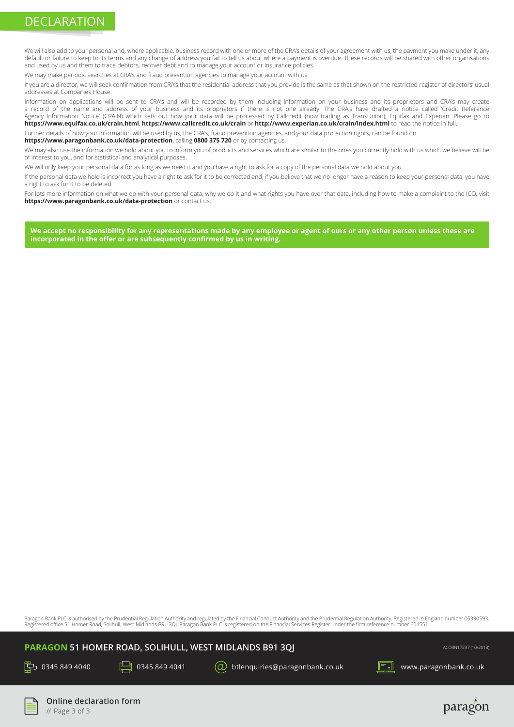## DECLARATION

We will also add to your personal and, where applicable, business record with one or more of the CRA's details of your agreement with us, the payment you make under it, any default or failure to keep to its terms and any change of address you fail to tell us about where a payment is overdue. These records will be shared with other organisations and used by us and them to trace debtors, recover debt and to manage your account or insurance policies.

We may make periodic searches at CRA's and fraud prevention agencies to manage your account with us.

If you are a director, we will seek confirmation from CRA's that the residential address that you provide is the same as that shown on the restricted register of directors' usual addresses at Companies House.

Information on applications will be sent to CRA's and will be recorded by them including information on your business and its proprietors and CRA's may create a record of the name and address of your business and its proprietors if there is not one already. The CRA's have drafted a notice called 'Credit Reference Agency Information Notice' (CRAIN) which sets out how your data will be processed by Callcredit (now trading as TransUnion), Equifax and Experian. Please go to **https://www.equifax.co.uk/crain.html**, **https://www.callcredit.co.uk/crain** or **http://www.experian.co.uk/crain/index.html** to read the notice in full.

Further details of how your information will be used by us, the CRA's, fraud prevention agencies, and your data protection rights, can be found on **https://www.paragonbank.co.uk/data-protection**, calling **0800 375 720** or by contacting us.

We may also use the information we hold about you to inform you of products and services which are similar to the ones you currently hold with us which we believe will be of interest to you, and for statistical and analytical purposes.

We will only keep your personal data for as long as we need it and you have a right to ask for a copy of the personal data we hold about you.

If the personal data we hold is incorrect you have a right to ask for it to be corrected and, if you believe that we no longer have a reason to keep your personal data, you have a right to ask for it to be deleted.

For lots more information on what we do with your personal data, why we do it and what rights you have over that data, including how to make a complaint to the ICO, visit **https://www.paragonbank.co.uk/data-protection** or contact us.

**We accept no responsibility for any representations made by any employee or agent of ours or any other person unless these are incorporated in the offer or are subsequently confirmed by us in writing.**

Paragon Bank PLC is authorised by the Prudential Regulation Authority and regulated by the Financial Conduct Authority and the Prudential Regulation Authority. Registered in England number 05390593. Registered office 51 Homer Road, Solihull, West Midlands B91 3QJ. Paragon Bank PLC is registered on the Financial Services Register under the firm reference number 604551.

**PARAGON 51 HOMER ROAD, SOLIHULL, WEST MIDLANDS B91 3QJ**

ACORN17297 (10/2018)

0345 849 4040 | 0345 849 4041 | btlenquiries@paragonbank.co.uk | www.paragonbank.co.uk

**Online declaration form**

paragon